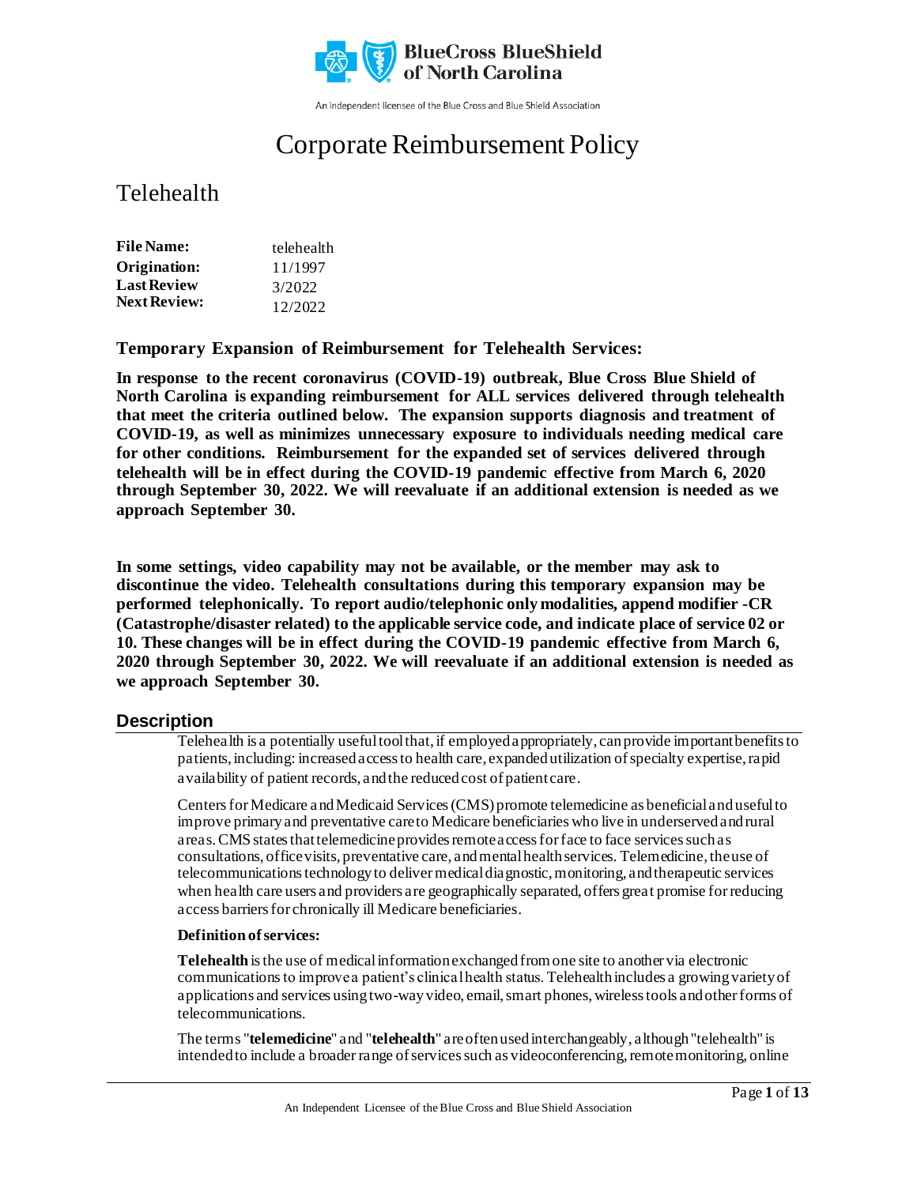BlueCross BlueShield of North Carolina

An independent licensee of the Blue Cross and Blue Shield Association

# Corporate Reimbursement Policy

## Telehealth

| | |
|---|---|
| **File Name:** | telehealth |
| **Origination:** | 11/1997 |
| **Last Review** | 3/2022 |
| **Next Review:** | 12/2022 |

**Temporary Expansion of Reimbursement for Telehealth Services:**

**In response to the recent coronavirus (COVID-19) outbreak, Blue Cross Blue Shield of North Carolina is expanding reimbursement for ALL services delivered through telehealth that meet the criteria outlined below. The expansion supports diagnosis and treatment of COVID-19, as well as minimizes unnecessary exposure to individuals needing medical care for other conditions. Reimbursement for the expanded set of services delivered through telehealth will be in effect during the COVID-19 pandemic effective from March 6, 2020 through September 30, 2022. We will reevaluate if an additional extension is needed as we approach September 30.**

**In some settings, video capability may not be available, or the member may ask to discontinue the video. Telehealth consultations during this temporary expansion may be performed telephonically. To report audio/telephonic only modalities, append modifier -CR (Catastrophe/disaster related) to the applicable service code, and indicate place of service 02 or 10. These changes will be in effect during the COVID-19 pandemic effective from March 6, 2020 through September 30, 2022. We will reevaluate if an additional extension is needed as we approach September 30.**

## Description

Telehealth is a potentially useful tool that, if employed appropriately, can provide important benefits to patients, including: increased access to health care, expanded utilization of specialty expertise, rapid availability of patient records, and the reduced cost of patient care.

Centers for Medicare and Medicaid Services (CMS) promote telemedicine as beneficial and useful to improve primary and preventative care to Medicare beneficiaries who live in underserved and rural areas. CMS states that telemedicine provides remote access for face to face services such as consultations, office visits, preventative care, and mental health services. Telemedicine, the use of telecommunications technology to deliver medical diagnostic, monitoring, and therapeutic services when health care users and providers are geographically separated, offers great promise for reducing access barriers for chronically ill Medicare beneficiaries.

**Definition of services:**

**Telehealth** is the use of medical information exchanged from one site to another via electronic communications to improve a patient's clinical health status. Telehealth includes a growing variety of applications and services using two-way video, email, smart phones, wireless tools and other forms of telecommunications.

The terms "**telemedicine**" and "**telehealth**" are often used interchangeably, although "telehealth" is intended to include a broader range of services such as videoconferencing, remote monitoring, online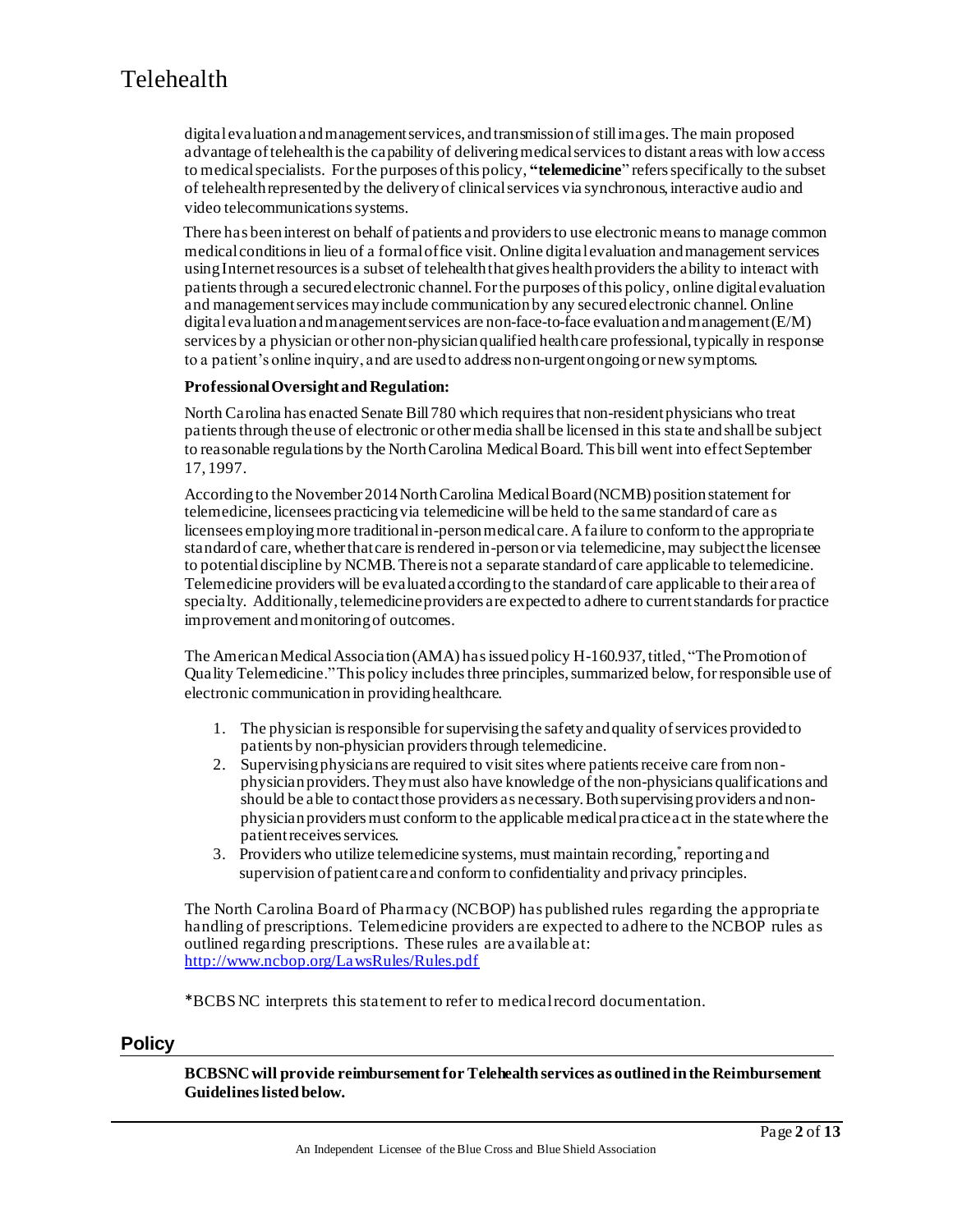digital evaluation and management services, and transmission of still images. The main proposed advantage of telehealth is the capability of delivering medical services to distant areas with low access to medical specialists. For the purposes of this policy, **"telemedicine"** refers specifically to the subset of telehealth represented by the delivery of clinical services via synchronous, interactive audio and video telecommunications systems.

There has been interest on behalf of patients and providers to use electronic means to manage common medical conditions in lieu of a formal office visit. Online digital evaluation and management services using Internet resources is a subset of telehealth that gives health providers the ability to interact with patients through a secured electronic channel. For the purposes of this policy, online digital evaluation and management services may include communication by any secured electronic channel. Online digital evaluation and management services are non-face-to-face evaluation and management (E/M) services by a physician or other non-physician qualified health care professional, typically in response to a patient's online inquiry, and are used to address non-urgent ongoing or new symptoms.

**Professional Oversight and Regulation:**

North Carolina has enacted Senate Bill 780 which requires that non-resident physicians who treat patients through the use of electronic or other media shall be licensed in this state and shall be subject to reasonable regulations by the North Carolina Medical Board. This bill went into effect September 17, 1997.

According to the November 2014 North Carolina Medical Board (NCMB) position statement for telemedicine, licensees practicing via telemedicine will be held to the same standard of care as licensees employing more traditional in-person medical care. A failure to conform to the appropriate standard of care, whether that care is rendered in-person or via telemedicine, may subject the licensee to potential discipline by NCMB. There is not a separate standard of care applicable to telemedicine. Telemedicine providers will be evaluated according to the standard of care applicable to their area of specialty. Additionally, telemedicine providers are expected to adhere to current standards for practice improvement and monitoring of outcomes.

The American Medical Association (AMA) has issued policy H-160.937, titled, "The Promotion of Quality Telemedicine." This policy includes three principles, summarized below, for responsible use of electronic communication in providing healthcare.

1. The physician is responsible for supervising the safety and quality of services provided to patients by non-physician providers through telemedicine.
2. Supervising physicians are required to visit sites where patients receive care from non-physician providers. They must also have knowledge of the non-physicians qualifications and should be able to contact those providers as necessary. Both supervising providers and non-physician providers must conform to the applicable medical practice act in the state where the patient receives services.
3. Providers who utilize telemedicine systems, must maintain recording,* reporting and supervision of patient care and conform to confidentiality and privacy principles.

The North Carolina Board of Pharmacy (NCBOP) has published rules regarding the appropriate handling of prescriptions. Telemedicine providers are expected to adhere to the NCBOP rules as outlined regarding prescriptions. These rules are available at: http://www.ncbop.org/LawsRules/Rules.pdf

*BCBSNC interprets this statement to refer to medical record documentation.

## Policy

**BCBSNC will provide reimbursement for Telehealth services as outlined in the Reimbursement Guidelines listed below.**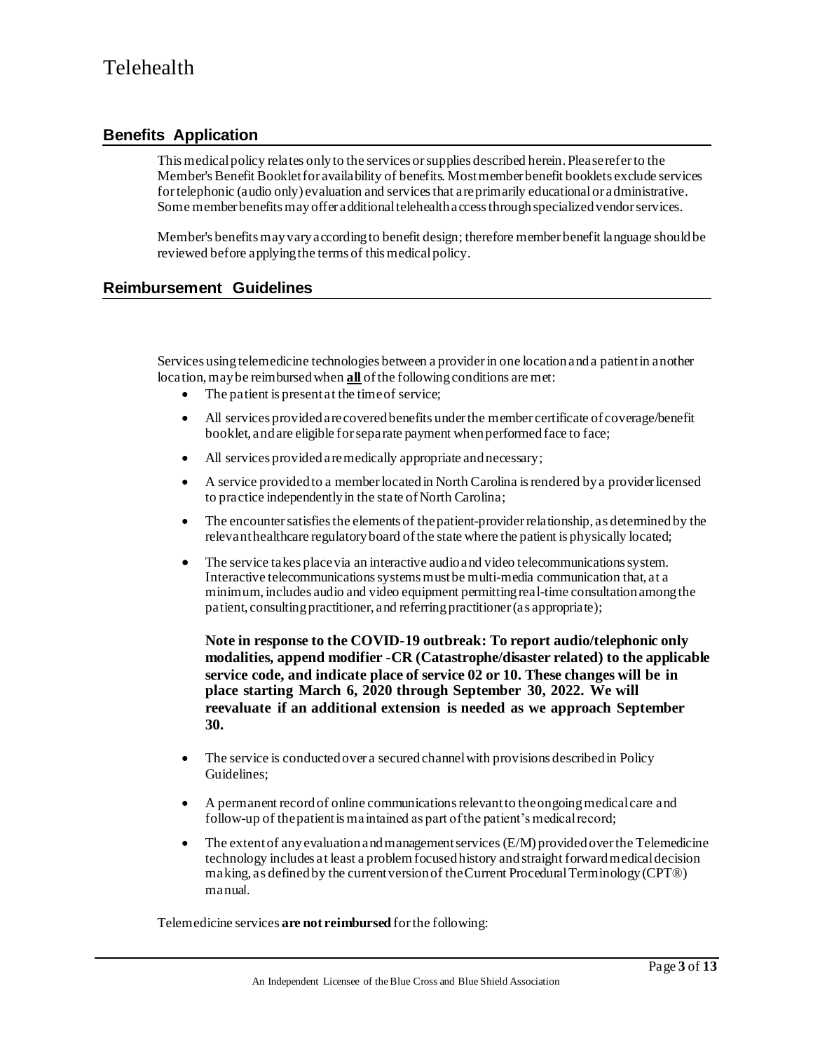## Benefits Application

This medical policy relates only to the services or supplies described herein. Please refer to the Member's Benefit Booklet for availability of benefits. Most member benefit booklets exclude services for telephonic (audio only) evaluation and services that are primarily educational or administrative. Some member benefits may offer additional telehealth access through specialized vendor services.

Member's benefits may vary according to benefit design; therefore member benefit language should be reviewed before applying the terms of this medical policy.

## Reimbursement Guidelines

Services using telemedicine technologies between a provider in one location and a patient in another location, may be reimbursed when **all** of the following conditions are met:

- The patient is present at the time of service;
- All services provided are covered benefits under the member certificate of coverage/benefit booklet, and are eligible for separate payment when performed face to face;
- All services provided are medically appropriate and necessary;
- A service provided to a member located in North Carolina is rendered by a provider licensed to practice independently in the state of North Carolina;
- The encounter satisfies the elements of the patient-provider relationship, as determined by the relevant healthcare regulatory board of the state where the patient is physically located;
- The service takes place via an interactive audio and video telecommunications system. Interactive telecommunications systems must be multi-media communication that, at a minimum, includes audio and video equipment permitting real-time consultation among the patient, consulting practitioner, and referring practitioner (as appropriate);

  **Note in response to the COVID-19 outbreak: To report audio/telephonic only modalities, append modifier -CR (Catastrophe/disaster related) to the applicable service code, and indicate place of service 02 or 10. These changes will be in place starting March 6, 2020 through September 30, 2022. We will reevaluate if an additional extension is needed as we approach September 30.**

- The service is conducted over a secured channel with provisions described in Policy Guidelines;
- A permanent record of online communications relevant to the ongoing medical care and follow-up of the patient is maintained as part of the patient's medical record;
- The extent of any evaluation and management services (E/M) provided over the Telemedicine technology includes at least a problem focused history and straight forward medical decision making, as defined by the current version of the Current Procedural Terminology (CPT®) manual.

Telemedicine services **are not reimbursed** for the following: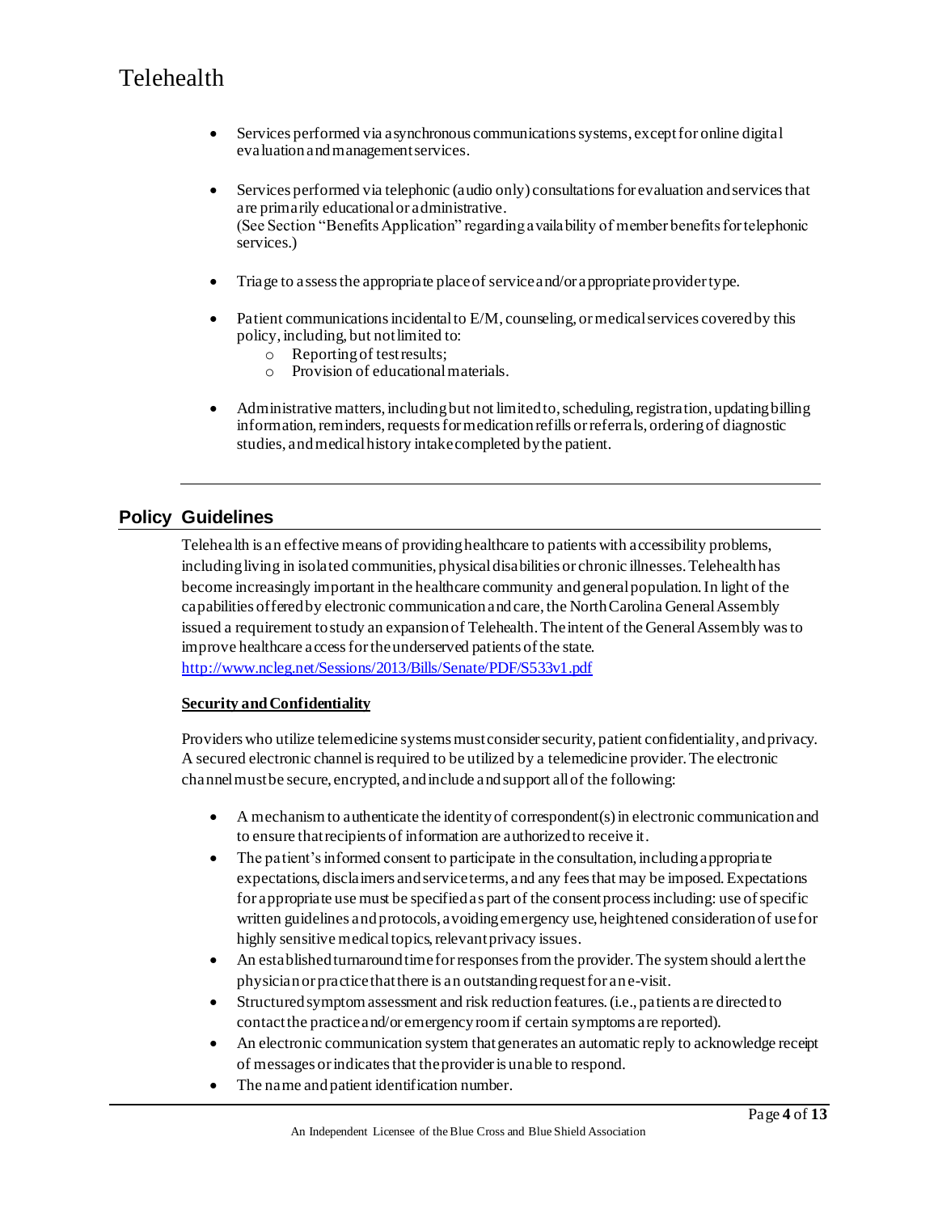- Services performed via asynchronous communications systems, except for online digital evaluation and management services.

- Services performed via telephonic (audio only) consultations for evaluation and services that are primarily educational or administrative.
(See Section "Benefits Application" regarding availability of member benefits for telephonic services.)

- Triage to assess the appropriate place of service and/or appropriate provider type.

- Patient communications incidental to E/M, counseling, or medical services covered by this policy, including, but not limited to:
    - Reporting of test results;
    - Provision of educational materials.

- Administrative matters, including but not limited to, scheduling, registration, updating billing information, reminders, requests for medication refills or referrals, ordering of diagnostic studies, and medical history intake completed by the patient.

---

## Policy Guidelines

Telehealth is an effective means of providing healthcare to patients with accessibility problems, including living in isolated communities, physical disabilities or chronic illnesses. Telehealth has become increasingly important in the healthcare community and general population. In light of the capabilities offered by electronic communication and care, the North Carolina General Assembly issued a requirement to study an expansion of Telehealth. The intent of the General Assembly was to improve healthcare access for the underserved patients of the state.
http://www.ncleg.net/Sessions/2013/Bills/Senate/PDF/S533v1.pdf

**Security and Confidentiality**

Providers who utilize telemedicine systems must consider security, patient confidentiality, and privacy. A secured electronic channel is required to be utilized by a telemedicine provider. The electronic channel must be secure, encrypted, and include and support all of the following:

- A mechanism to authenticate the identity of correspondent(s) in electronic communication and to ensure that recipients of information are authorized to receive it.
- The patient's informed consent to participate in the consultation, including appropriate expectations, disclaimers and service terms, and any fees that may be imposed. Expectations for appropriate use must be specified as part of the consent process including: use of specific written guidelines and protocols, avoiding emergency use, heightened consideration of use for highly sensitive medical topics, relevant privacy issues.
- An established turnaround time for responses from the provider. The system should alert the physician or practice that there is an outstanding request for an e-visit.
- Structured symptom assessment and risk reduction features. (i.e., patients are directed to contact the practice and/or emergency room if certain symptoms are reported).
- An electronic communication system that generates an automatic reply to acknowledge receipt of messages or indicates that the provider is unable to respond.
- The name and patient identification number.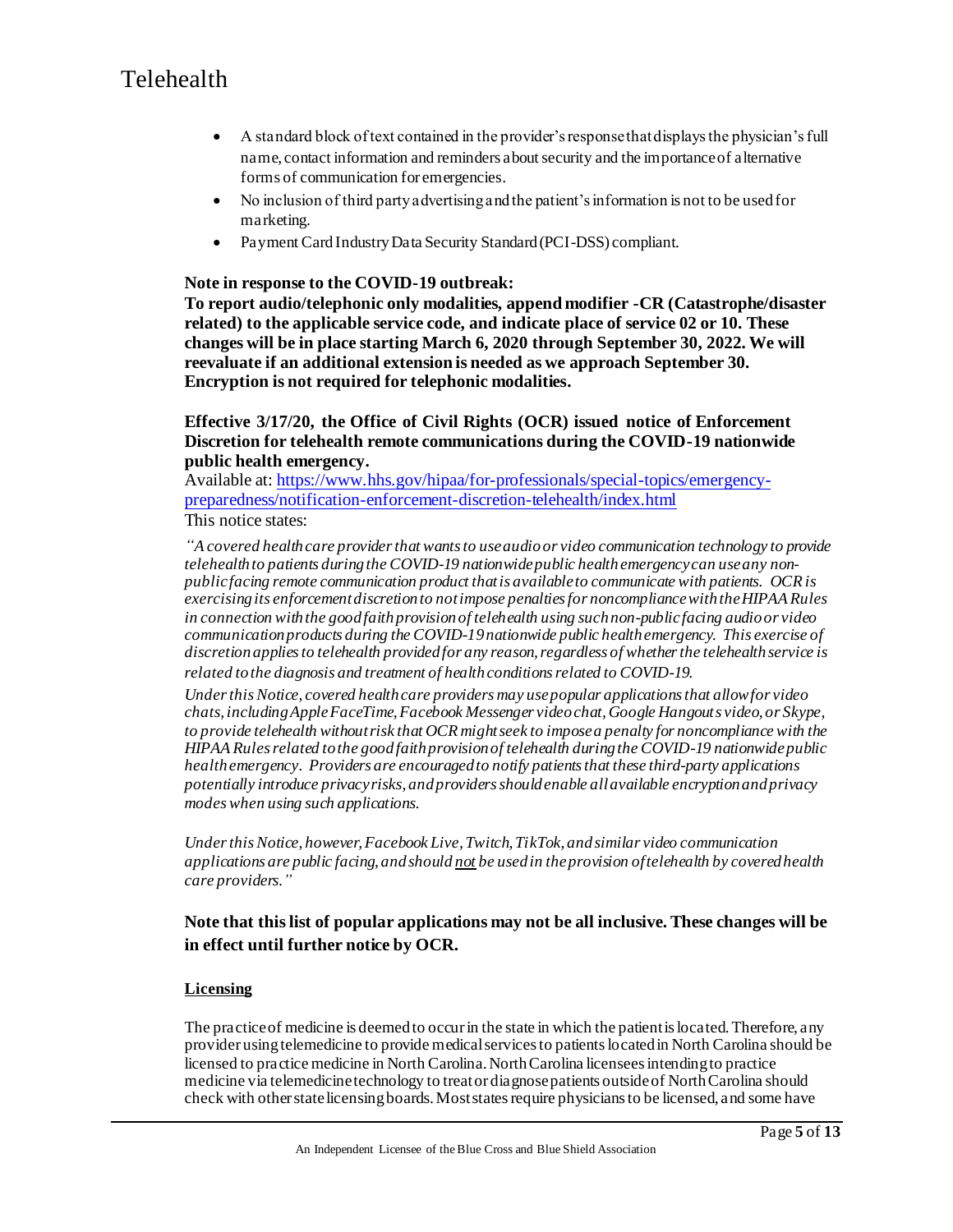- A standard block of text contained in the provider's response that displays the physician's full name, contact information and reminders about security and the importance of alternative forms of communication for emergencies.
- No inclusion of third party advertising and the patient's information is not to be used for marketing.
- Payment Card Industry Data Security Standard (PCI-DSS) compliant.

**Note in response to the COVID-19 outbreak:**
**To report audio/telephonic only modalities, append modifier -CR (Catastrophe/disaster related) to the applicable service code, and indicate place of service 02 or 10. These changes will be in place starting March 6, 2020 through September 30, 2022. We will reevaluate if an additional extension is needed as we approach September 30. Encryption is not required for telephonic modalities.**

**Effective 3/17/20, the Office of Civil Rights (OCR) issued notice of Enforcement Discretion for telehealth remote communications during the COVID-19 nationwide public health emergency.**
Available at: [https://www.hhs.gov/hipaa/for-professionals/special-topics/emergency-preparedness/notification-enforcement-discretion-telehealth/index.html](https://www.hhs.gov/hipaa/for-professionals/special-topics/emergency-preparedness/notification-enforcement-discretion-telehealth/index.html)
This notice states:

*"A covered health care provider that wants to use audio or video communication technology to provide telehealth to patients during the COVID-19 nationwide public health emergency can use any non-public facing remote communication product that is available to communicate with patients. OCR is exercising its enforcement discretion to not impose penalties for noncompliance with the HIPAA Rules in connection with the good faith provision of telehealth using such non-public facing audio or video communication products during the COVID-19 nationwide public health emergency. This exercise of discretion applies to telehealth provided for any reason, regardless of whether the telehealth service is related to the diagnosis and treatment of health conditions related to COVID-19.*

*Under this Notice, covered health care providers may use popular applications that allow for video chats, including Apple FaceTime, Facebook Messenger video chat, Google Hangouts video, or Skype, to provide telehealth without risk that OCR might seek to impose a penalty for noncompliance with the HIPAA Rules related to the good faith provision of telehealth during the COVID-19 nationwide public health emergency. Providers are encouraged to notify patients that these third-party applications potentially introduce privacy risks, and providers should enable all available encryption and privacy modes when using such applications.*

*Under this Notice, however, Facebook Live, Twitch, TikTok, and similar video communication applications are public facing, and should <u>not</u> be used in the provision of telehealth by covered health care providers."*

**Note that this list of popular applications may not be all inclusive. These changes will be in effect until further notice by OCR.**

<u>**Licensing**</u>

The practice of medicine is deemed to occur in the state in which the patient is located. Therefore, any provider using telemedicine to provide medical services to patients located in North Carolina should be licensed to practice medicine in North Carolina. North Carolina licensees intending to practice medicine via telemedicine technology to treat or diagnose patients outside of North Carolina should check with other state licensing boards. Most states require physicians to be licensed, and some have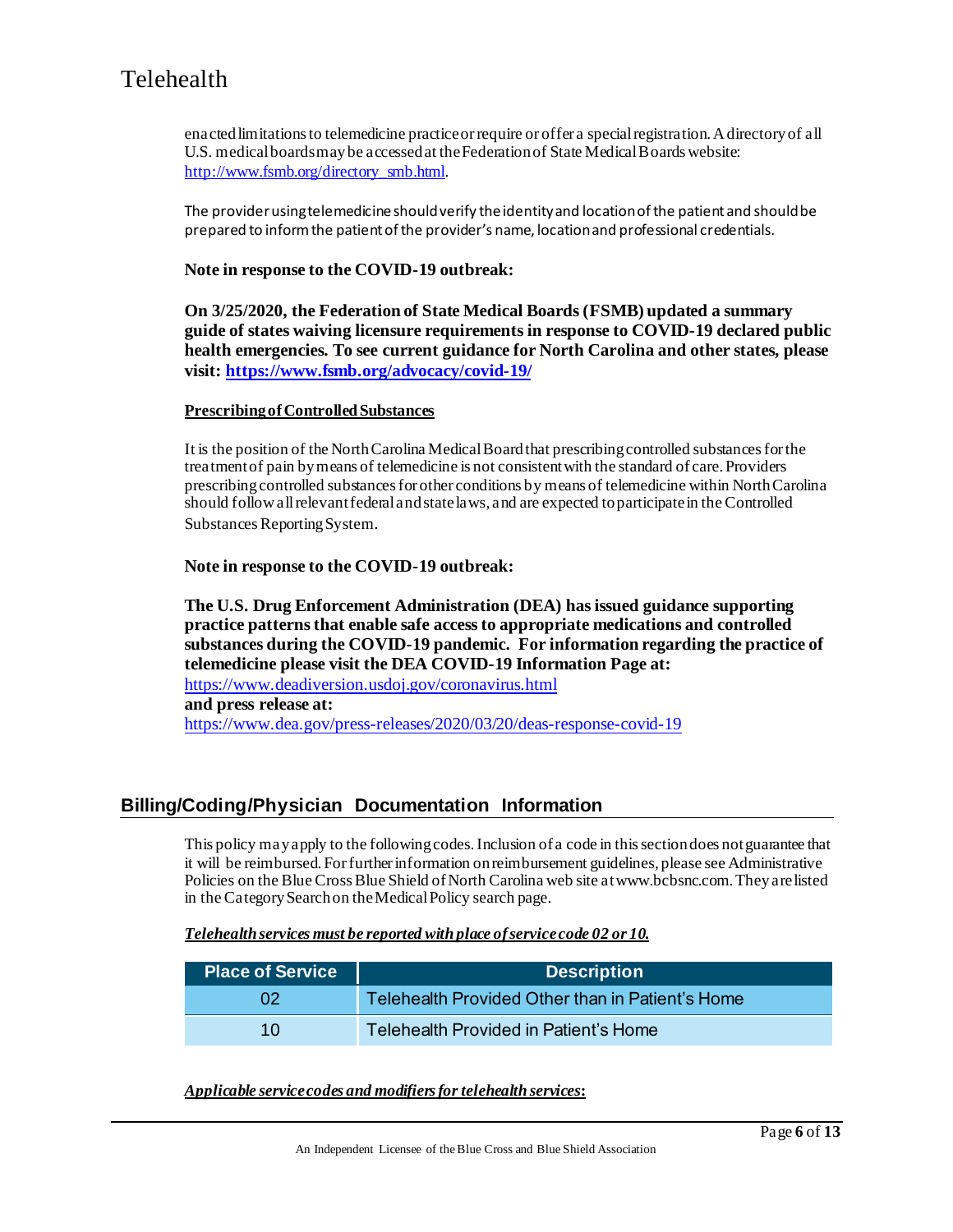enacted limitations to telemedicine practice or require or offer a special registration. A directory of all U.S. medical boards may be accessed at the Federation of State Medical Boards website: [http://www.fsmb.org/directory_smb.html](http://www.fsmb.org/directory_smb.html).

The provider using telemedicine should verify the identity and location of the patient and should be prepared to inform the patient of the provider's name, location and professional credentials.

**Note in response to the COVID-19 outbreak:**

**On 3/25/2020, the Federation of State Medical Boards (FSMB) updated a summary guide of states waiving licensure requirements in response to COVID-19 declared public health emergencies. To see current guidance for North Carolina and other states, please visit: [https://www.fsmb.org/advocacy/covid-19/](https://www.fsmb.org/advocacy/covid-19/)**

**Prescribing of Controlled Substances**

It is the position of the North Carolina Medical Board that prescribing controlled substances for the treatment of pain by means of telemedicine is not consistent with the standard of care. Providers prescribing controlled substances for other conditions by means of telemedicine within North Carolina should follow all relevant federal and state laws, and are expected to participate in the Controlled Substances Reporting System.

**Note in response to the COVID-19 outbreak:**

**The U.S. Drug Enforcement Administration (DEA) has issued guidance supporting practice patterns that enable safe access to appropriate medications and controlled substances during the COVID-19 pandemic. For information regarding the practice of telemedicine please visit the DEA COVID-19 Information Page at:**
[https://www.deadiversion.usdoj.gov/coronavirus.html](https://www.deadiversion.usdoj.gov/coronavirus.html)
**and press release at:**
[https://www.dea.gov/press-releases/2020/03/20/deas-response-covid-19](https://www.dea.gov/press-releases/2020/03/20/deas-response-covid-19)

## Billing/Coding/Physician Documentation Information

This policy may apply to the following codes. Inclusion of a code in this section does not guarantee that it will be reimbursed. For further information on reimbursement guidelines, please see Administrative Policies on the Blue Cross Blue Shield of North Carolina web site at www.bcbsnc.com. They are listed in the Category Search on the Medical Policy search page.

***Telehealth services must be reported with place of service code 02 or 10.***

| Place of Service | Description |
|---|---|
| 02 | Telehealth Provided Other than in Patient's Home |
| 10 | Telehealth Provided in Patient's Home |

***Applicable service codes and modifiers for telehealth services:***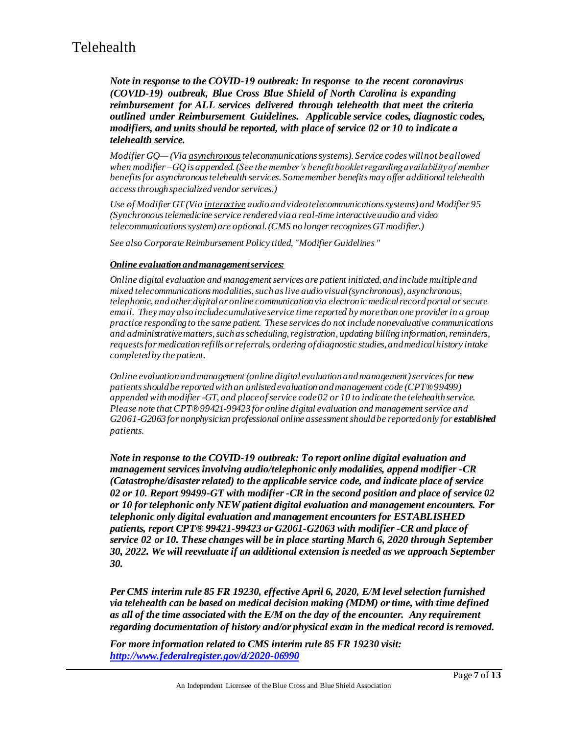# Telehealth

***Note in response to the COVID-19 outbreak: In response to the recent coronavirus (COVID-19) outbreak, Blue Cross Blue Shield of North Carolina is expanding reimbursement for ALL services delivered through telehealth that meet the criteria outlined under Reimbursement Guidelines. Applicable service codes, diagnostic codes, modifiers, and units should be reported, with place of service 02 or 10 to indicate a telehealth service.***

*Modifier GQ— (Via asynchronous telecommunications systems). Service codes will not be allowed when modifier –GQ is appended. (See the member's benefit booklet regarding availability of member benefits for asynchronous telehealth services. Some member benefits may offer additional telehealth access through specialized vendor services.)*

*Use of Modifier GT (Via interactive audio and video telecommunications systems) and Modifier 95 (Synchronous telemedicine service rendered via a real-time interactive audio and video telecommunications system) are optional. (CMS no longer recognizes GT modifier.)*

*See also Corporate Reimbursement Policy titled, "Modifier Guidelines"*

***Online evaluation and management services:***

*Online digital evaluation and management services are patient initiated, and include multiple and mixed telecommunications modalities, such as live audio visual (synchronous), asynchronous, telephonic, and other digital or online communication via electronic medical record portal or secure email. They may also include cumulative service time reported by more than one provider in a group practice responding to the same patient. These services do not include nonevaluative communications and administrative matters, such as scheduling, registration, updating billing information, reminders, requests for medication refills or referrals, ordering of diagnostic studies, and medical history intake completed by the patient.*

*Online evaluation and management (online digital evaluation and management) services for **new** patients should be reported with an unlisted evaluation and management code (CPT® 99499) appended with modifier -GT, and place of service code 02 or 10 to indicate the telehealth service. Please note that CPT® 99421-99423 for online digital evaluation and management service and G2061-G2063 for nonphysician professional online assessment should be reported only for **established** patients.*

***Note in response to the COVID-19 outbreak: To report online digital evaluation and management services involving audio/telephonic only modalities, append modifier -CR (Catastrophe/disaster related) to the applicable service code, and indicate place of service 02 or 10. Report 99499-GT with modifier -CR in the second position and place of service 02 or 10 for telephonic only NEW patient digital evaluation and management encounters. For telephonic only digital evaluation and management encounters for ESTABLISHED patients, report CPT® 99421-99423 or G2061-G2063 with modifier -CR and place of service 02 or 10. These changes will be in place starting March 6, 2020 through September 30, 2022. We will reevaluate if an additional extension is needed as we approach September 30.***

***Per CMS interim rule 85 FR 19230, effective April 6, 2020, E/M level selection furnished via telehealth can be based on medical decision making (MDM) or time, with time defined as all of the time associated with the E/M on the day of the encounter. Any requirement regarding documentation of history and/or physical exam in the medical record is removed.***

***For more information related to CMS interim rule 85 FR 19230 visit: [http://www.federalregister.gov/d/2020-06990](http://www.federalregister.gov/d/2020-06990)***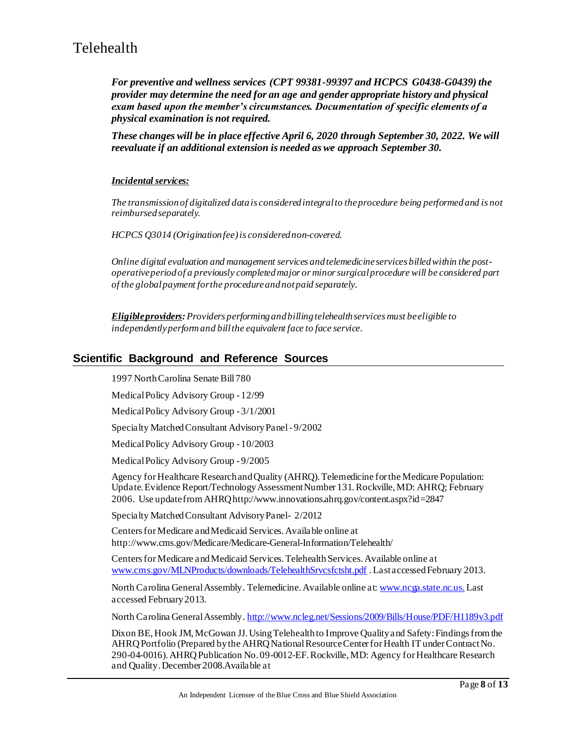***For preventive and wellness services (CPT 99381-99397 and HCPCS G0438-G0439) the provider may determine the need for an age and gender appropriate history and physical exam based upon the member's circumstances. Documentation of specific elements of a physical examination is not required.***

***These changes will be in place effective April 6, 2020 through September 30, 2022. We will reevaluate if an additional extension is needed as we approach September 30.***

***Incidental services:***

*The transmission of digitalized data is considered integral to the procedure being performed and is not reimbursed separately.*

*HCPCS Q3014 (Origination fee) is considered non-covered.*

*Online digital evaluation and management services and telemedicine services billed within the post-operative period of a previously completed major or minor surgical procedure will be considered part of the global payment for the procedure and not paid separately.*

***Eligible providers:*** *Providers performing and billing telehealth services must be eligible to independently perform and bill the equivalent face to face service.*

## Scientific Background and Reference Sources

1997 North Carolina Senate Bill 780

Medical Policy Advisory Group - 12/99

Medical Policy Advisory Group - 3/1/2001

Specialty Matched Consultant Advisory Panel - 9/2002

Medical Policy Advisory Group - 10/2003

Medical Policy Advisory Group - 9/2005

Agency for Healthcare Research and Quality (AHRQ). Telemedicine for the Medicare Population: Update. Evidence Report/Technology Assessment Number 131. Rockville, MD: AHRQ; February 2006. Use update from AHRQ http://www.innovations.ahrq.gov/content.aspx?id=2847

Specialty Matched Consultant Advisory Panel- 2/2012

Centers for Medicare and Medicaid Services. Available online at http://www.cms.gov/Medicare/Medicare-General-Information/Telehealth/

Centers for Medicare and Medicaid Services. Telehealth Services. Available online at www.cms.gov/MLNProducts/downloads/TelehealthSrvcsfctsht.pdf . Last accessed February 2013.

North Carolina General Assembly. Telemedicine. Available online at: www.ncga.state.nc.us. Last accessed February 2013.

North Carolina General Assembly. http://www.ncleg.net/Sessions/2009/Bills/House/PDF/H1189v3.pdf

Dixon BE, Hook JM, McGowan JJ. Using Telehealth to Improve Quality and Safety: Findings from the AHRQ Portfolio (Prepared by the AHRQ National Resource Center for Health IT under Contract No. 290-04-0016). AHRQ Publication No. 09-0012-EF. Rockville, MD: Agency for Healthcare Research and Quality. December 2008.Available at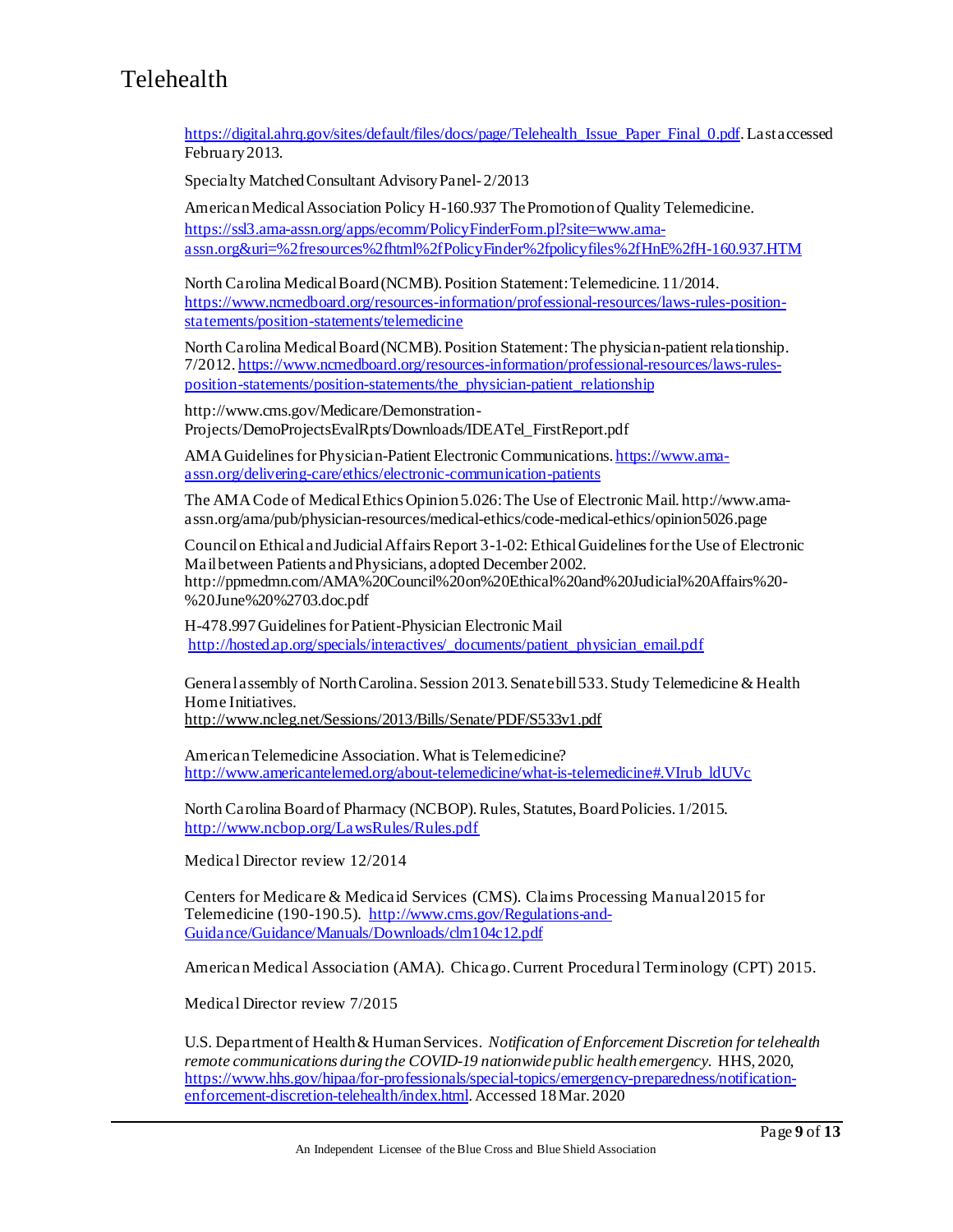https://digital.ahrq.gov/sites/default/files/docs/page/Telehealth_Issue_Paper_Final_0.pdf. Last accessed February 2013.

Specialty Matched Consultant Advisory Panel- 2/2013

American Medical Association Policy H-160.937 The Promotion of Quality Telemedicine. https://ssl3.ama-assn.org/apps/ecomm/PolicyFinderForm.pl?site=www.ama-assn.org&uri=%2fresources%2fhtml%2fPolicyFinder%2fpolicyfiles%2fHnE%2fH-160.937.HTM

North Carolina Medical Board (NCMB). Position Statement: Telemedicine. 11/2014. https://www.ncmedboard.org/resources-information/professional-resources/laws-rules-position-statements/position-statements/telemedicine

North Carolina Medical Board (NCMB). Position Statement: The physician-patient relationship. 7/2012. https://www.ncmedboard.org/resources-information/professional-resources/laws-rules-position-statements/position-statements/the_physician-patient_relationship

http://www.cms.gov/Medicare/Demonstration-Projects/DemoProjectsEvalRpts/Downloads/IDEATel_FirstReport.pdf

AMA Guidelines for Physician-Patient Electronic Communications. https://www.ama-assn.org/delivering-care/ethics/electronic-communication-patients

The AMA Code of Medical Ethics Opinion 5.026: The Use of Electronic Mail. http://www.ama-assn.org/ama/pub/physician-resources/medical-ethics/code-medical-ethics/opinion5026.page

Council on Ethical and Judicial Affairs Report 3-1-02: Ethical Guidelines for the Use of Electronic Mail between Patients and Physicians, adopted December 2002. http://ppmedmn.com/AMA%20Council%20on%20Ethical%20and%20Judicial%20Affairs%20-%20June%20%2703.doc.pdf

H-478.997 Guidelines for Patient-Physician Electronic Mail http://hosted.ap.org/specials/interactives/_documents/patient_physician_email.pdf

General assembly of North Carolina. Session 2013. Senate bill 533. Study Telemedicine & Health Home Initiatives. http://www.ncleg.net/Sessions/2013/Bills/Senate/PDF/S533v1.pdf

American Telemedicine Association. What is Telemedicine? http://www.americantelemed.org/about-telemedicine/what-is-telemedicine#.VIrub_ldUVc

North Carolina Board of Pharmacy (NCBOP). Rules, Statutes, Board Policies. 1/2015. http://www.ncbop.org/LawsRules/Rules.pdf

Medical Director review 12/2014

Centers for Medicare & Medicaid Services (CMS). Claims Processing Manual 2015 for Telemedicine (190-190.5). http://www.cms.gov/Regulations-and-Guidance/Guidance/Manuals/Downloads/clm104c12.pdf

American Medical Association (AMA). Chicago. Current Procedural Terminology (CPT) 2015.

Medical Director review 7/2015

U.S. Department of Health & Human Services. *Notification of Enforcement Discretion for telehealth remote communications during the COVID-19 nationwide public health emergency.* HHS, 2020, https://www.hhs.gov/hipaa/for-professionals/special-topics/emergency-preparedness/notification-enforcement-discretion-telehealth/index.html. Accessed 18 Mar. 2020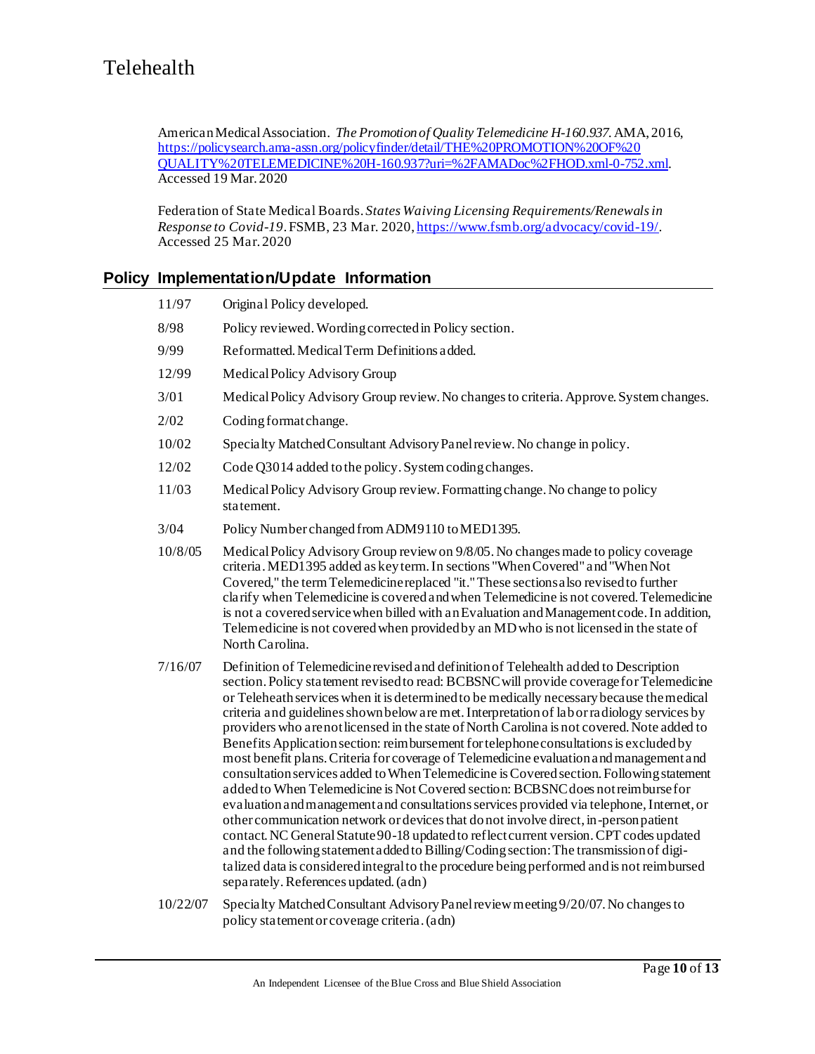American Medical Association. *The Promotion of Quality Telemedicine H-160.937.* AMA, 2016, https://policysearch.ama-assn.org/policyfinder/detail/THE%20PROMOTION%20OF%20QUALITY%20TELEMEDICINE%20H-160.937?uri=%2FAMADoc%2FHOD.xml-0-752.xml. Accessed 19 Mar. 2020

Federation of State Medical Boards. *States Waiving Licensing Requirements/Renewals in Response to Covid-19*. FSMB, 23 Mar. 2020, https://www.fsmb.org/advocacy/covid-19/. Accessed 25 Mar. 2020

## Policy Implementation/Update Information

11/97 Original Policy developed.

8/98 Policy reviewed. Wording corrected in Policy section.

9/99 Reformatted. Medical Term Definitions added.

12/99 Medical Policy Advisory Group

3/01 Medical Policy Advisory Group review. No changes to criteria. Approve. System changes.

2/02 Coding format change.

10/02 Specialty Matched Consultant Advisory Panel review. No change in policy.

12/02 Code Q3014 added to the policy. System coding changes.

11/03 Medical Policy Advisory Group review. Formatting change. No change to policy statement.

3/04 Policy Number changed from ADM9110 to MED1395.

10/8/05 Medical Policy Advisory Group review on 9/8/05. No changes made to policy coverage criteria. MED1395 added as key term. In sections "When Covered" and "When Not Covered," the term Telemedicine replaced "it." These sections also revised to further clarify when Telemedicine is covered and when Telemedicine is not covered. Telemedicine is not a covered service when billed with an Evaluation and Management code. In addition, Telemedicine is not covered when provided by an MD who is not licensed in the state of North Carolina.

7/16/07 Definition of Telemedicine revised and definition of Telehealth added to Description section. Policy statement revised to read: BCBSNC will provide coverage for Telemedicine or Teleheath services when it is determined to be medically necessary because the medical criteria and guidelines shown below are met. Interpretation of lab or radiology services by providers who are not licensed in the state of North Carolina is not covered. Note added to Benefits Application section: reimbursement for telephone consultations is excluded by most benefit plans. Criteria for coverage of Telemedicine evaluation and management and consultation services added to When Telemedicine is Covered section. Following statement added to When Telemedicine is Not Covered section: BCBSNC does not reimburse for evaluation and management and consultations services provided via telephone, Internet, or other communication network or devices that do not involve direct, in-person patient contact. NC General Statute 90-18 updated to reflect current version. CPT codes updated and the following statement added to Billing/Coding section: The transmission of digitalized data is considered integral to the procedure being performed and is not reimbursed separately. References updated. (adn)

10/22/07 Specialty Matched Consultant Advisory Panel review meeting 9/20/07. No changes to policy statement or coverage criteria. (adn)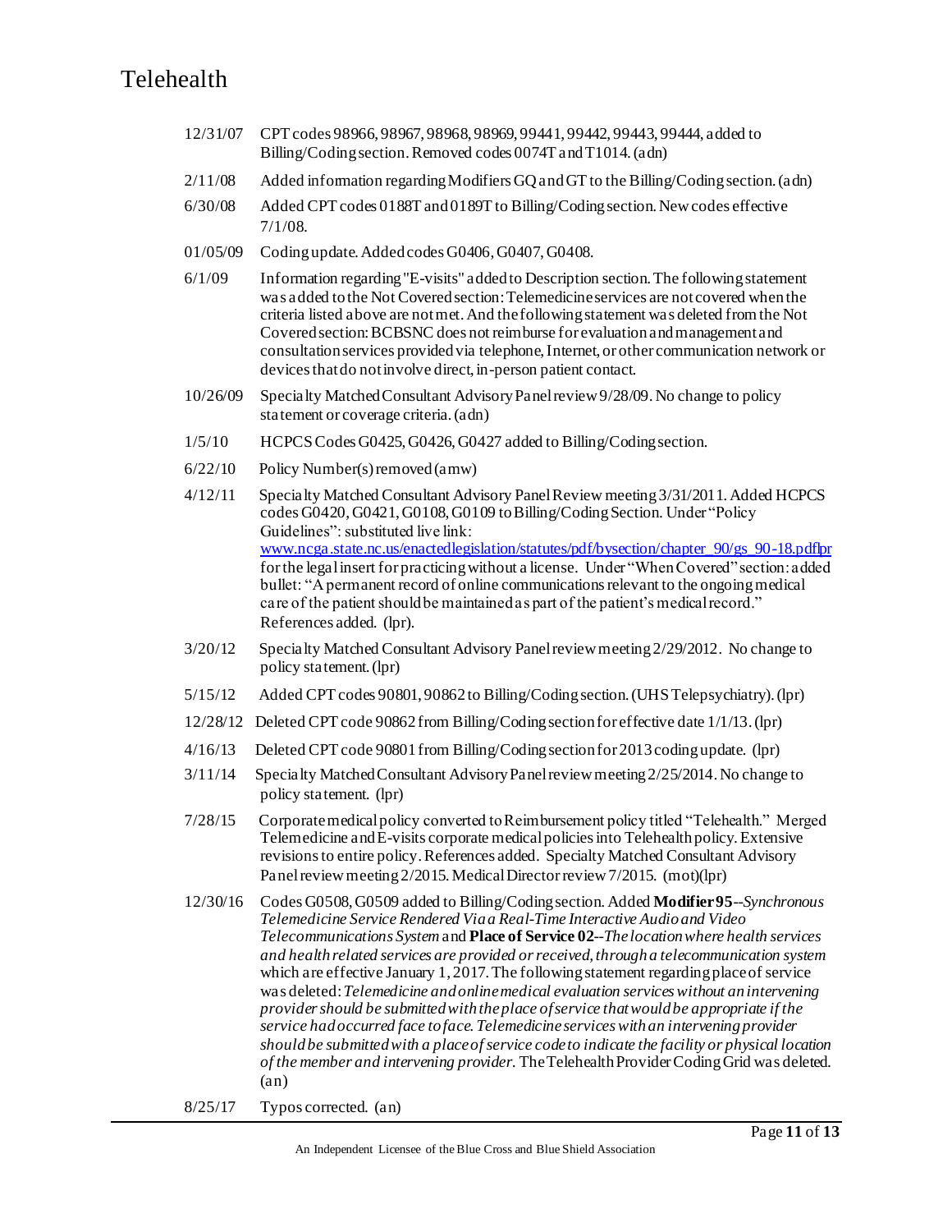| | |
|---|---|
| 12/31/07 | CPT codes 98966, 98967, 98968, 98969, 99441, 99442, 99443, 99444, added to Billing/Coding section. Removed codes 0074T and T1014. (adn) |
| 2/11/08 | Added information regarding Modifiers GQ and GT to the Billing/Coding section. (adn) |
| 6/30/08 | Added CPT codes 0188T and 0189T to Billing/Coding section. New codes effective 7/1/08. |
| 01/05/09 | Coding update. Added codes G0406, G0407, G0408. |
| 6/1/09 | Information regarding "E-visits" added to Description section. The following statement was added to the Not Covered section: Telemedicine services are not covered when the criteria listed above are not met. And the following statement was deleted from the Not Covered section: BCBSNC does not reimburse for evaluation and management and consultation services provided via telephone, Internet, or other communication network or devices that do not involve direct, in-person patient contact. |
| 10/26/09 | Specialty Matched Consultant Advisory Panel review 9/28/09. No change to policy statement or coverage criteria. (adn) |
| 1/5/10 | HCPCS Codes G0425, G0426, G0427 added to Billing/Coding section. |
| 6/22/10 | Policy Number(s) removed (amw) |
| 4/12/11 | Specialty Matched Consultant Advisory Panel Review meeting 3/31/2011. Added HCPCS codes G0420, G0421, G0108, G0109 to Billing/Coding Section. Under "Policy Guidelines": substituted live link: [www.ncga.state.nc.us/enactedlegislation/statutes/pdf/bysection/chapter_90/gs_90-18.pdflpr](www.ncga.state.nc.us/enactedlegislation/statutes/pdf/bysection/chapter_90/gs_90-18.pdflpr) for the legal insert for practicing without a license. Under "When Covered" section: added bullet: "A permanent record of online communications relevant to the ongoing medical care of the patient should be maintained as part of the patient's medical record." References added. (lpr). |
| 3/20/12 | Specialty Matched Consultant Advisory Panel review meeting 2/29/2012. No change to policy statement. (lpr) |
| 5/15/12 | Added CPT codes 90801, 90862 to Billing/Coding section. (UHS Telepsychiatry). (lpr) |
| 12/28/12 | Deleted CPT code 90862 from Billing/Coding section for effective date 1/1/13. (lpr) |
| 4/16/13 | Deleted CPT code 90801 from Billing/Coding section for 2013 coding update. (lpr) |
| 3/11/14 | Specialty Matched Consultant Advisory Panel review meeting 2/25/2014. No change to policy statement. (lpr) |
| 7/28/15 | Corporate medical policy converted to Reimbursement policy titled "Telehealth." Merged Telemedicine and E-visits corporate medical policies into Telehealth policy. Extensive revisions to entire policy. References added. Specialty Matched Consultant Advisory Panel review meeting 2/2015. Medical Director review 7/2015. (mot)(lpr) |
| 12/30/16 | Codes G0508, G0509 added to Billing/Coding section. Added **Modifier 95**--*Synchronous Telemedicine Service Rendered Via a Real-Time Interactive Audio and Video Telecommunications System* and **Place of Service 02**--*The location where health services and health related services are provided or received, through a telecommunication system* which are effective January 1, 2017. The following statement regarding place of service was deleted: *Telemedicine and online medical evaluation services without an intervening provider should be submitted with the place of service that would be appropriate if the service had occurred face to face. Telemedicine services with an intervening provider should be submitted with a place of service code to indicate the facility or physical location of the member and intervening provider.* The Telehealth Provider Coding Grid was deleted. (an) |
| 8/25/17 | Typos corrected. (an) |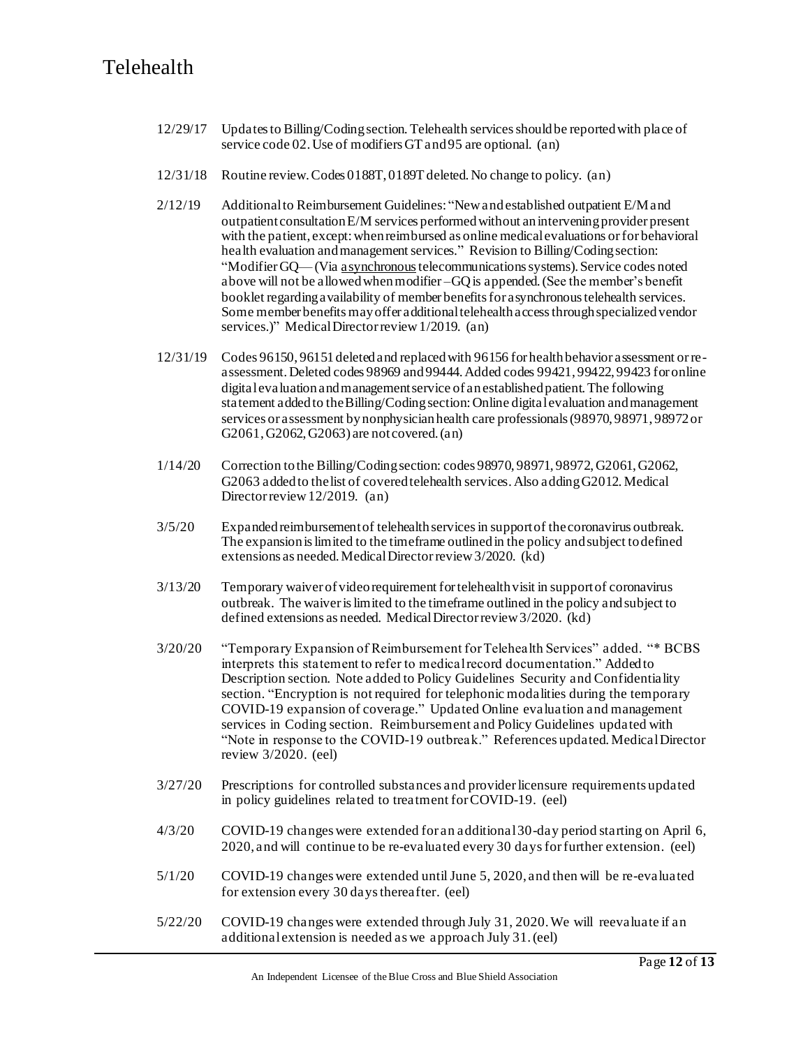| | |
|---|---|
| 12/29/17 | Updates to Billing/Coding section. Telehealth services should be reported with place of service code 02. Use of modifiers GT and 95 are optional. (an) |
| 12/31/18 | Routine review. Codes 0188T, 0189T deleted. No change to policy. (an) |
| 2/12/19 | Additional to Reimbursement Guidelines: "New and established outpatient E/M and outpatient consultation E/M services performed without an intervening provider present with the patient, except: when reimbursed as online medical evaluations or for behavioral health evaluation and management services." Revision to Billing/Coding section: "Modifier GQ— (Via asynchronous telecommunications systems). Service codes noted above will not be allowed when modifier –GQ is appended. (See the member's benefit booklet regarding availability of member benefits for asynchronous telehealth services. Some member benefits may offer additional telehealth access through specialized vendor services.)" Medical Director review 1/2019. (an) |
| 12/31/19 | Codes 96150, 96151 deleted and replaced with 96156 for health behavior assessment or re-assessment. Deleted codes 98969 and 99444. Added codes 99421, 99422, 99423 for online digital evaluation and management service of an established patient. The following statement added to the Billing/Coding section: Online digital evaluation and management services or assessment by nonphysician health care professionals (98970, 98971, 98972 or G2061, G2062, G2063) are not covered. (an) |
| 1/14/20 | Correction to the Billing/Coding section: codes 98970, 98971, 98972, G2061, G2062, G2063 added to the list of covered telehealth services. Also adding G2012. Medical Director review 12/2019. (an) |
| 3/5/20 | Expanded reimbursement of telehealth services in support of the coronavirus outbreak. The expansion is limited to the timeframe outlined in the policy and subject to defined extensions as needed. Medical Director review 3/2020. (kd) |
| 3/13/20 | Temporary waiver of video requirement for telehealth visit in support of coronavirus outbreak. The waiver is limited to the timeframe outlined in the policy and subject to defined extensions as needed. Medical Director review 3/2020. (kd) |
| 3/20/20 | "Temporary Expansion of Reimbursement for Telehealth Services" added. "* BCBS interprets this statement to refer to medical record documentation." Added to Description section. Note added to Policy Guidelines Security and Confidentiality section. "Encryption is not required for telephonic modalities during the temporary COVID-19 expansion of coverage." Updated Online evaluation and management services in Coding section. Reimbursement and Policy Guidelines updated with "Note in response to the COVID-19 outbreak." References updated. Medical Director review 3/2020. (eel) |
| 3/27/20 | Prescriptions for controlled substances and provider licensure requirements updated in policy guidelines related to treatment for COVID-19. (eel) |
| 4/3/20 | COVID-19 changes were extended for an additional 30-day period starting on April 6, 2020, and will continue to be re-evaluated every 30 days for further extension. (eel) |
| 5/1/20 | COVID-19 changes were extended until June 5, 2020, and then will be re-evaluated for extension every 30 days thereafter. (eel) |
| 5/22/20 | COVID-19 changes were extended through July 31, 2020. We will reevaluate if an additional extension is needed as we approach July 31. (eel) |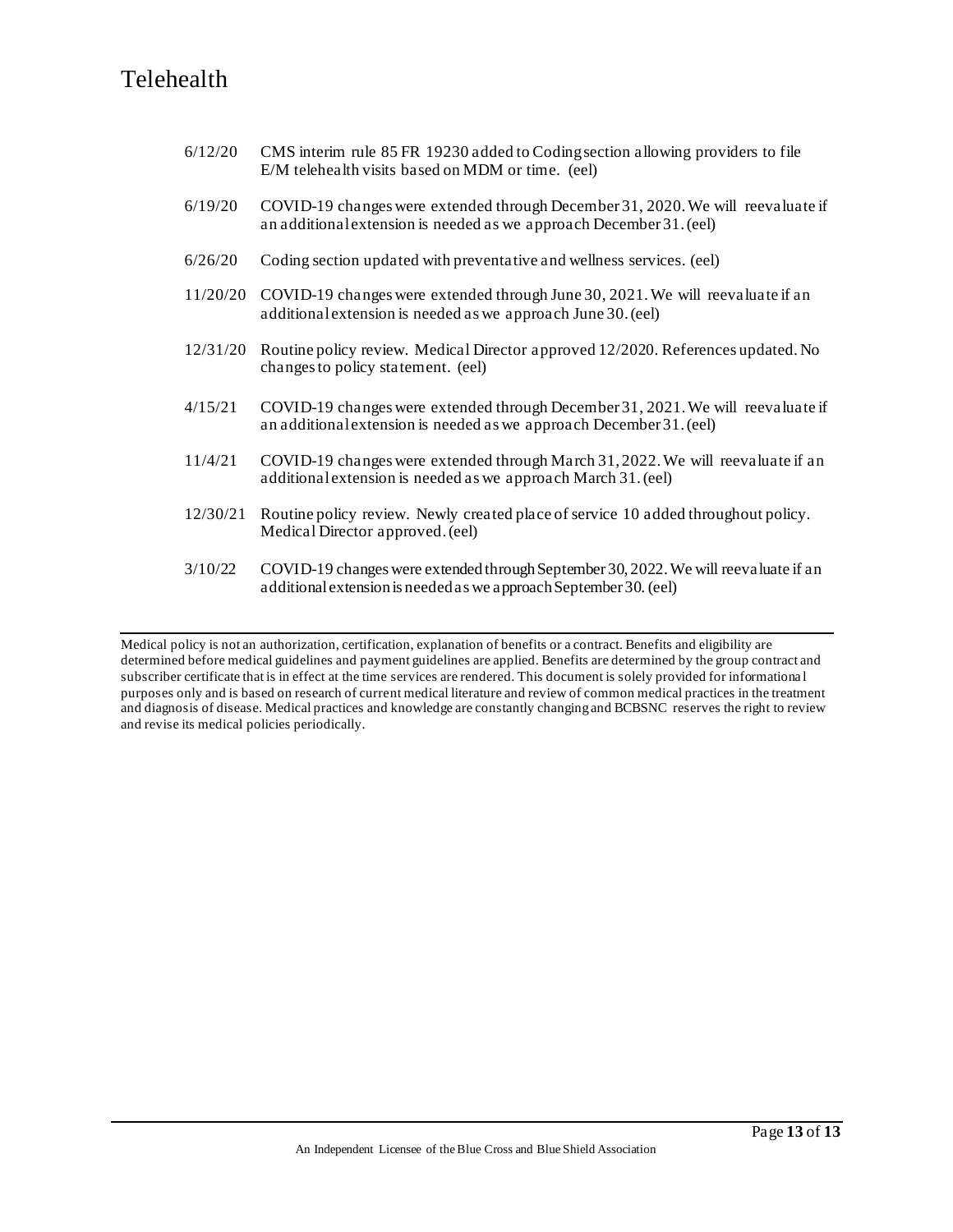| | |
|---|---|
| 6/12/20 | CMS interim rule 85 FR 19230 added to Coding section allowing providers to file E/M telehealth visits based on MDM or time. (eel) |
| 6/19/20 | COVID-19 changes were extended through December 31, 2020. We will reevaluate if an additional extension is needed as we approach December 31. (eel) |
| 6/26/20 | Coding section updated with preventative and wellness services. (eel) |
| 11/20/20 | COVID-19 changes were extended through June 30, 2021. We will reevaluate if an additional extension is needed as we approach June 30. (eel) |
| 12/31/20 | Routine policy review. Medical Director approved 12/2020. References updated. No changes to policy statement. (eel) |
| 4/15/21 | COVID-19 changes were extended through December 31, 2021. We will reevaluate if an additional extension is needed as we approach December 31. (eel) |
| 11/4/21 | COVID-19 changes were extended through March 31, 2022. We will reevaluate if an additional extension is needed as we approach March 31. (eel) |
| 12/30/21 | Routine policy review. Newly created place of service 10 added throughout policy. Medical Director approved. (eel) |
| 3/10/22 | COVID-19 changes were extended through September 30, 2022. We will reevaluate if an additional extension is needed as we approach September 30. (eel) |

Medical policy is not an authorization, certification, explanation of benefits or a contract. Benefits and eligibility are determined before medical guidelines and payment guidelines are applied. Benefits are determined by the group contract and subscriber certificate that is in effect at the time services are rendered. This document is solely provided for informational purposes only and is based on research of current medical literature and review of common medical practices in the treatment and diagnosis of disease. Medical practices and knowledge are constantly changing and BCBSNC reserves the right to review and revise its medical policies periodically.